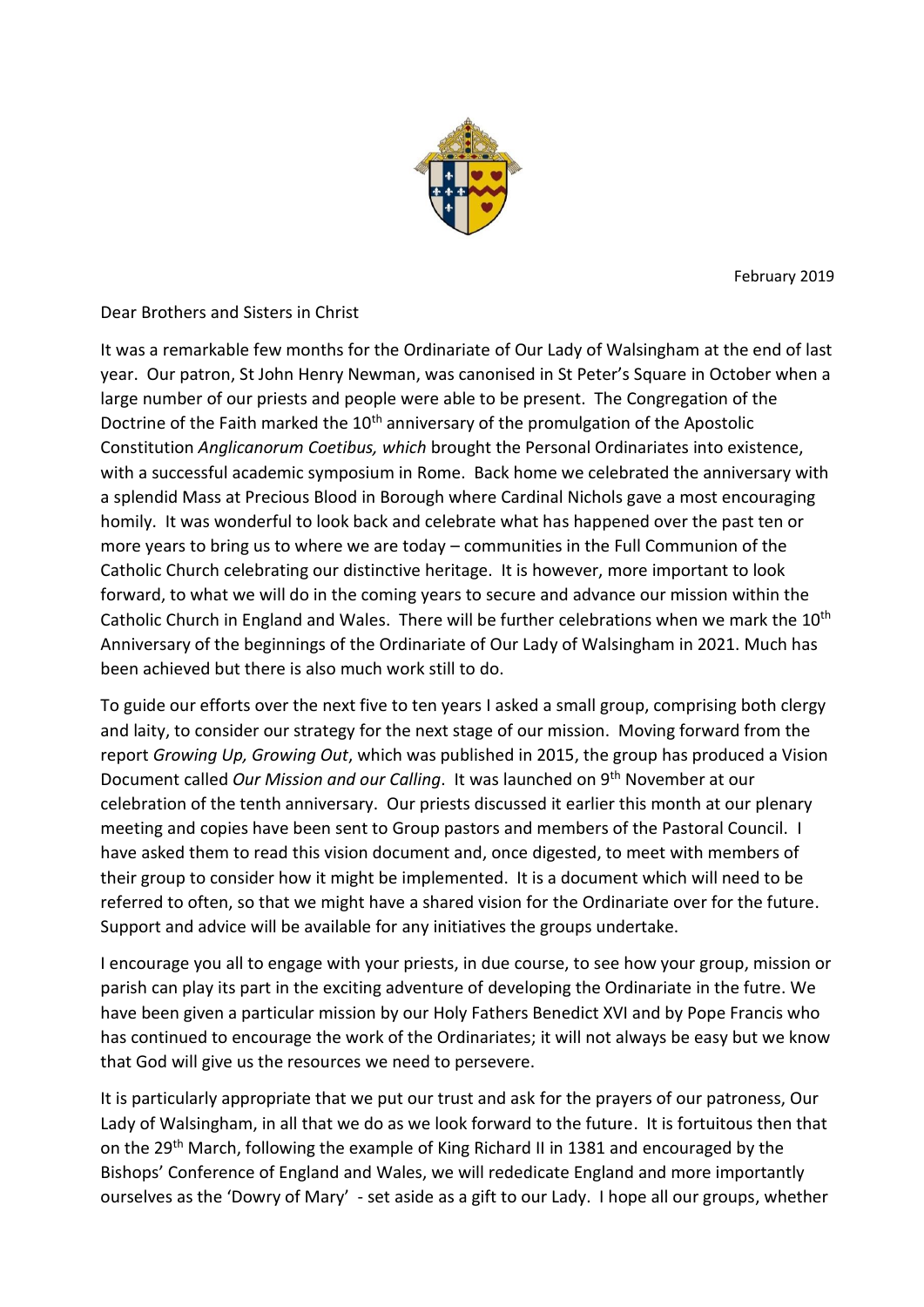February 2019

Dear Brothers and Sisters in Christ

It was a remarkable few months for the Ordinariate of Our Lady of Walsingham at the end of last year. Our patron, St John Henry Newman, was canonised in St Peter's Square in October when a large number of our priests and people were able to be present. The Congregation of the Doctrine of the Faith marked the 10th anniversary of the promulgation of the Apostolic Constitution *Anglicanorum Coetibus, which* brought the Personal Ordinariates into existence, with a successful academic symposium in Rome. Back home we celebrated the anniversary with a splendid Mass at Precious Blood in Borough where Cardinal Nichols gave a most encouraging homily. It was wonderful to look back and celebrate what has happened over the past ten or more years to bring us to where we are today – communities in the Full Communion of the Catholic Church celebrating our distinctive heritage. It is however, more important to look forward, to what we will do in the coming years to secure and advance our mission within the Catholic Church in England and Wales. There will be further celebrations when we mark the 10th Anniversary of the beginnings of the Ordinariate of Our Lady of Walsingham in 2021. Much has been achieved but there is also much work still to do.

To guide our efforts over the next five to ten years I asked a small group, comprising both clergy and laity, to consider our strategy for the next stage of our mission. Moving forward from the report *Growing Up, Growing Out*, which was published in 2015, the group has produced a Vision Document called *Our Mission and our Calling*. It was launched on 9th November at our celebration of the tenth anniversary. Our priests discussed it earlier this month at our plenary meeting and copies have been sent to Group pastors and members of the Pastoral Council. I have asked them to read this vision document and, once digested, to meet with members of their group to consider how it might be implemented. It is a document which will need to be referred to often, so that we might have a shared vision for the Ordinariate over for the future. Support and advice will be available for any initiatives the groups undertake.

I encourage you all to engage with your priests, in due course, to see how your group, mission or parish can play its part in the exciting adventure of developing the Ordinariate in the futre. We have been given a particular mission by our Holy Fathers Benedict XVI and by Pope Francis who has continued to encourage the work of the Ordinariates; it will not always be easy but we know that God will give us the resources we need to persevere.

It is particularly appropriate that we put our trust and ask for the prayers of our patroness, Our Lady of Walsingham, in all that we do as we look forward to the future. It is fortuitous then that on the 29th March, following the example of King Richard II in 1381 and encouraged by the Bishops' Conference of England and Wales, we will rededicate England and more importantly ourselves as the 'Dowry of Mary' - set aside as a gift to our Lady. I hope all our groups, whether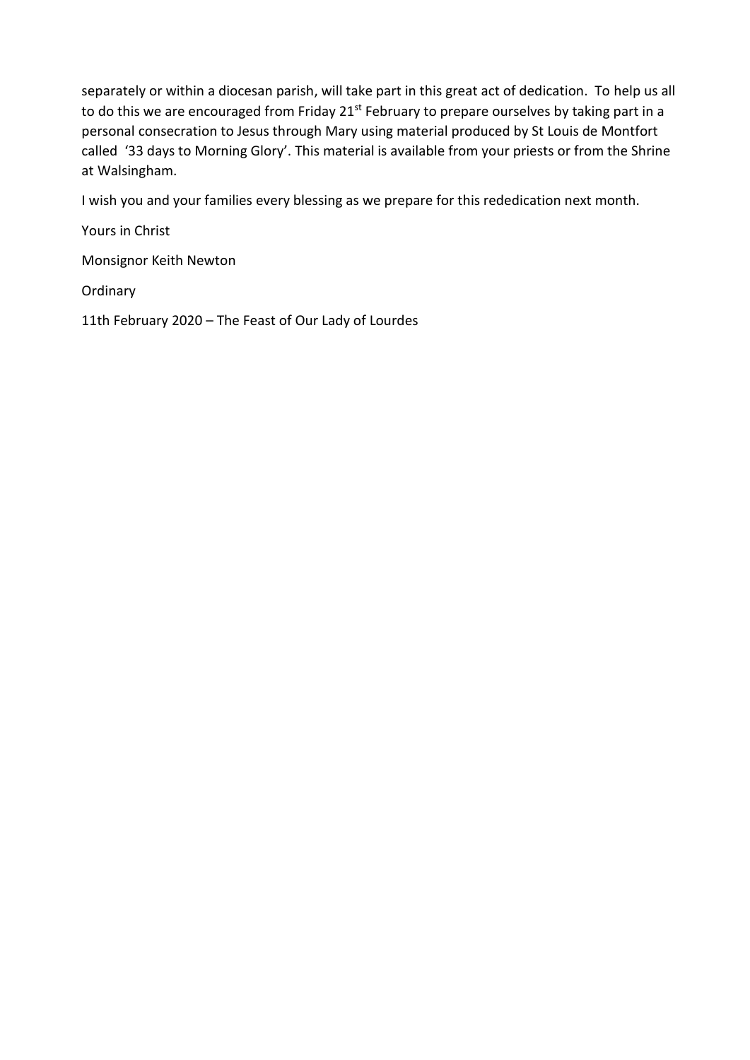separately or within a diocesan parish, will take part in this great act of dedication.  To help us all to do this we are encouraged from Friday 21st February to prepare ourselves by taking part in a personal consecration to Jesus through Mary using material produced by St Louis de Montfort called  '33 days to Morning Glory'. This material is available from your priests or from the Shrine at Walsingham.

I wish you and your families every blessing as we prepare for this rededication next month.

Yours in Christ

Monsignor Keith Newton

Ordinary

11th February 2020 – The Feast of Our Lady of Lourdes